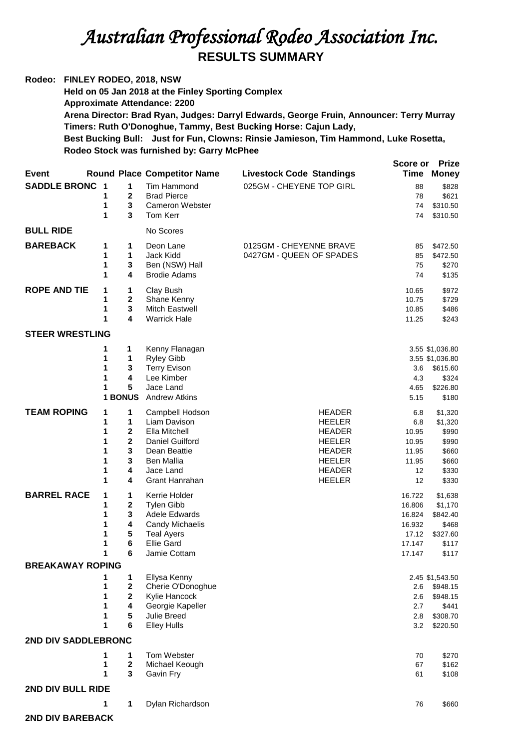# *Australian Professional Rodeo Association Inc.*

## RESULTS SUMMARY

**Rodeo: FINLEY RODEO, 2018, NSW**

**Held on 05 Jan 2018 at the Finley Sporting Complex**
**Approximate Attendance: 2200**
**Arena Director: Brad Ryan, Judges: Darryl Edwards, George Fruin, Announcer: Terry Murray**
**Timers: Ruth O'Donoghue, Tammy, Best Bucking Horse: Cajun Lady,**
**Best Bucking Bull: Just for Fun, Clowns: Rinsie Jamieson, Tim Hammond, Luke Rosetta,**
**Rodeo Stock was furnished by: Garry McPhee**

| Event | Round | Place | Competitor Name | Livestock Code | Standings | Score or Time | Prize Money |
|---|---|---|---|---|---|---|---|
| **SADDLE BRONC** | 1 | 1 | Tim Hammond | 025GM - CHEYENE TOP GIRL | | 88 | $828 |
| | 1 | 2 | Brad Pierce | | | 78 | $621 |
| | 1 | 3 | Cameron Webster | | | 74 | $310.50 |
| | 1 | 3 | Tom Kerr | | | 74 | $310.50 |
| **BULL RIDE** | | | No Scores | | | | |
| **BAREBACK** | 1 | 1 | Deon Lane | 0125GM - CHEYENNE BRAVE | | 85 | $472.50 |
| | 1 | 1 | Jack Kidd | 0427GM - QUEEN OF SPADES | | 85 | $472.50 |
| | 1 | 3 | Ben (NSW) Hall | | | 75 | $270 |
| | 1 | 4 | Brodie Adams | | | 74 | $135 |
| **ROPE AND TIE** | 1 | 1 | Clay Bush | | | 10.65 | $972 |
| | 1 | 2 | Shane Kenny | | | 10.75 | $729 |
| | 1 | 3 | Mitch Eastwell | | | 10.85 | $486 |
| | 1 | 4 | Warrick Hale | | | 11.25 | $243 |
| **STEER WRESTLING** | | | | | | | |
| | 1 | 1 | Kenny Flanagan | | | 3.55 | $1,036.80 |
| | 1 | 1 | Ryley Gibb | | | 3.55 | $1,036.80 |
| | 1 | 3 | Terry Evison | | | 3.6 | $615.60 |
| | 1 | 4 | Lee Kimber | | | 4.3 | $324 |
| | 1 | 5 | Jace Land | | | 4.65 | $226.80 |
| | 1 | BONUS | Andrew Atkins | | | 5.15 | $180 |
| **TEAM ROPING** | 1 | 1 | Campbell Hodson | | HEADER | 6.8 | $1,320 |
| | 1 | 1 | Liam Davison | | HEELER | 6.8 | $1,320 |
| | 1 | 2 | Ella Mitchell | | HEADER | 10.95 | $990 |
| | 1 | 2 | Daniel Guilford | | HEELER | 10.95 | $990 |
| | 1 | 3 | Dean Beattie | | HEADER | 11.95 | $660 |
| | 1 | 3 | Ben Mallia | | HEELER | 11.95 | $660 |
| | 1 | 4 | Jace Land | | HEADER | 12 | $330 |
| | 1 | 4 | Grant Hanrahan | | HEELER | 12 | $330 |
| **BARREL RACE** | 1 | 1 | Kerrie Holder | | | 16.722 | $1,638 |
| | 1 | 2 | Tylen Gibb | | | 16.806 | $1,170 |
| | 1 | 3 | Adele Edwards | | | 16.824 | $842.40 |
| | 1 | 4 | Candy Michaelis | | | 16.932 | $468 |
| | 1 | 5 | Teal Ayers | | | 17.12 | $327.60 |
| | 1 | 6 | Ellie Gard | | | 17.147 | $117 |
| | 1 | 6 | Jamie Cottam | | | 17.147 | $117 |
| **BREAKAWAY ROPING** | | | | | | | |
| | 1 | 1 | Ellysa Kenny | | | 2.45 | $1,543.50 |
| | 1 | 2 | Cherie O'Donoghue | | | 2.6 | $948.15 |
| | 1 | 2 | Kylie Hancock | | | 2.6 | $948.15 |
| | 1 | 4 | Georgie Kapeller | | | 2.7 | $441 |
| | 1 | 5 | Julie Breed | | | 2.8 | $308.70 |
| | 1 | 6 | Elley Hulls | | | 3.2 | $220.50 |
| **2ND DIV SADDLEBRONC** | | | | | | | |
| | 1 | 1 | Tom Webster | | | 70 | $270 |
| | 1 | 2 | Michael Keough | | | 67 | $162 |
| | 1 | 3 | Gavin Fry | | | 61 | $108 |
| **2ND DIV BULL RIDE** | | | | | | | |
| | 1 | 1 | Dylan Richardson | | | 76 | $660 |
| **2ND DIV BAREBACK** | | | | | | | |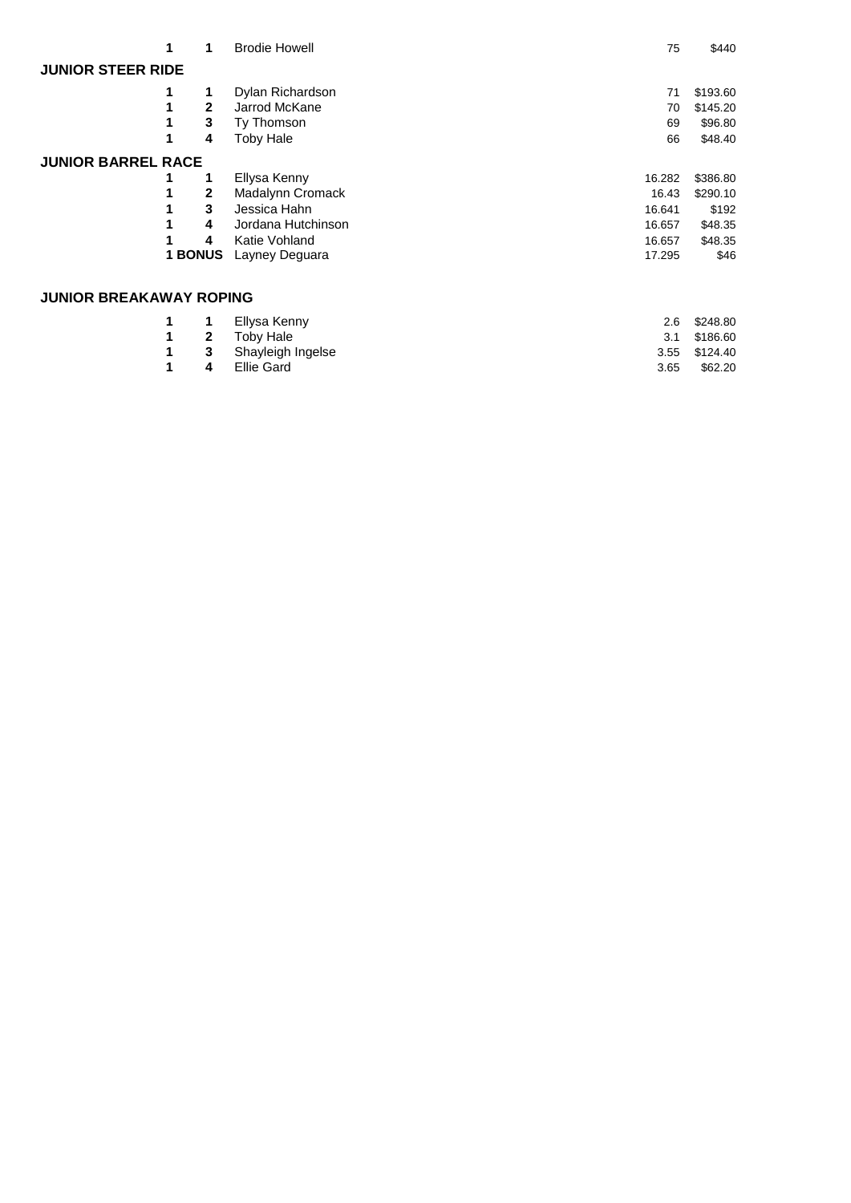| | | | | |
|---|---|---|---|---|
| **1** | **1** | Brodie Howell | 75 | $440 |

**JUNIOR STEER RIDE**

| | | | | |
|---|---|---|---|---|
| **1** | **1** | Dylan Richardson | 71 | $193.60 |
| **1** | **2** | Jarrod McKane | 70 | $145.20 |
| **1** | **3** | Ty Thomson | 69 | $96.80 |
| **1** | **4** | Toby Hale | 66 | $48.40 |

**JUNIOR BARREL RACE**

| | | | | |
|---|---|---|---|---|
| **1** | **1** | Ellysa Kenny | 16.282 | $386.80 |
| **1** | **2** | Madalynn Cromack | 16.43 | $290.10 |
| **1** | **3** | Jessica Hahn | 16.641 | $192 |
| **1** | **4** | Jordana Hutchinson | 16.657 | $48.35 |
| **1** | **4** | Katie Vohland | 16.657 | $48.35 |
| **1** | **BONUS** | Layney Deguara | 17.295 | $46 |

**JUNIOR BREAKAWAY ROPING**

| | | | | |
|---|---|---|---|---|
| **1** | **1** | Ellysa Kenny | 2.6 | $248.80 |
| **1** | **2** | Toby Hale | 3.1 | $186.60 |
| **1** | **3** | Shayleigh Ingelse | 3.55 | $124.40 |
| **1** | **4** | Ellie Gard | 3.65 | $62.20 |